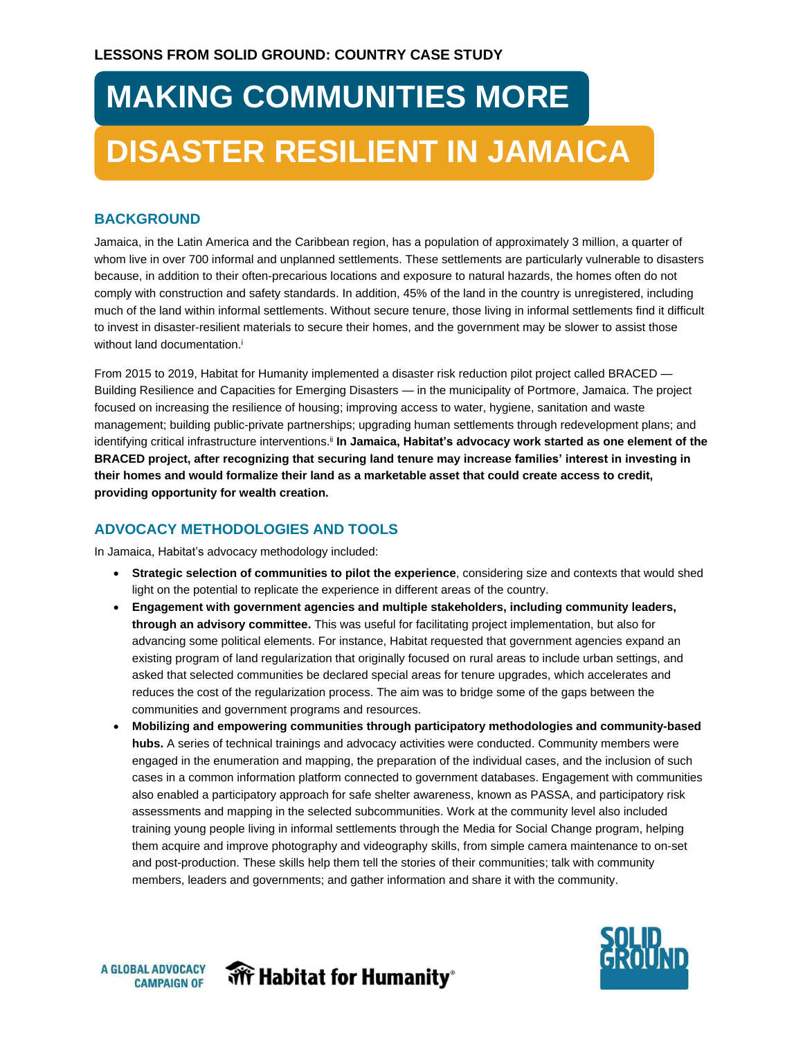LESSONS FROM SOLID GROUND: COUNTRY CASE STUDY

# MAKING COMMUNITIES MORE DISASTER RESILIENT IN JAMAICA

## BACKGROUND

Jamaica, in the Latin America and the Caribbean region, has a population of approximately 3 million, a quarter of whom live in over 700 informal and unplanned settlements. These settlements are particularly vulnerable to disasters because, in addition to their often-precarious locations and exposure to natural hazards, the homes often do not comply with construction and safety standards. In addition, 45% of the land in the country is unregistered, including much of the land within informal settlements. Without secure tenure, those living in informal settlements find it difficult to invest in disaster-resilient materials to secure their homes, and the government may be slower to assist those without land documentation.[i]

From 2015 to 2019, Habitat for Humanity implemented a disaster risk reduction pilot project called BRACED — Building Resilience and Capacities for Emerging Disasters — in the municipality of Portmore, Jamaica. The project focused on increasing the resilience of housing; improving access to water, hygiene, sanitation and waste management; building public-private partnerships; upgrading human settlements through redevelopment plans; and identifying critical infrastructure interventions.[ii] **In Jamaica, Habitat's advocacy work started as one element of the BRACED project, after recognizing that securing land tenure may increase families' interest in investing in their homes and would formalize their land as a marketable asset that could create access to credit, providing opportunity for wealth creation.**

## ADVOCACY METHODOLOGIES AND TOOLS

In Jamaica, Habitat's advocacy methodology included:

- **Strategic selection of communities to pilot the experience**, considering size and contexts that would shed light on the potential to replicate the experience in different areas of the country.
- **Engagement with government agencies and multiple stakeholders, including community leaders, through an advisory committee.** This was useful for facilitating project implementation, but also for advancing some political elements. For instance, Habitat requested that government agencies expand an existing program of land regularization that originally focused on rural areas to include urban settings, and asked that selected communities be declared special areas for tenure upgrades, which accelerates and reduces the cost of the regularization process. The aim was to bridge some of the gaps between the communities and government programs and resources.
- **Mobilizing and empowering communities through participatory methodologies and community-based hubs.** A series of technical trainings and advocacy activities were conducted. Community members were engaged in the enumeration and mapping, the preparation of the individual cases, and the inclusion of such cases in a common information platform connected to government databases. Engagement with communities also enabled a participatory approach for safe shelter awareness, known as PASSA, and participatory risk assessments and mapping in the selected subcommunities. Work at the community level also included training young people living in informal settlements through the Media for Social Change program, helping them acquire and improve photography and videography skills, from simple camera maintenance to on-set and post-production. These skills help them tell the stories of their communities; talk with community members, leaders and governments; and gather information and share it with the community.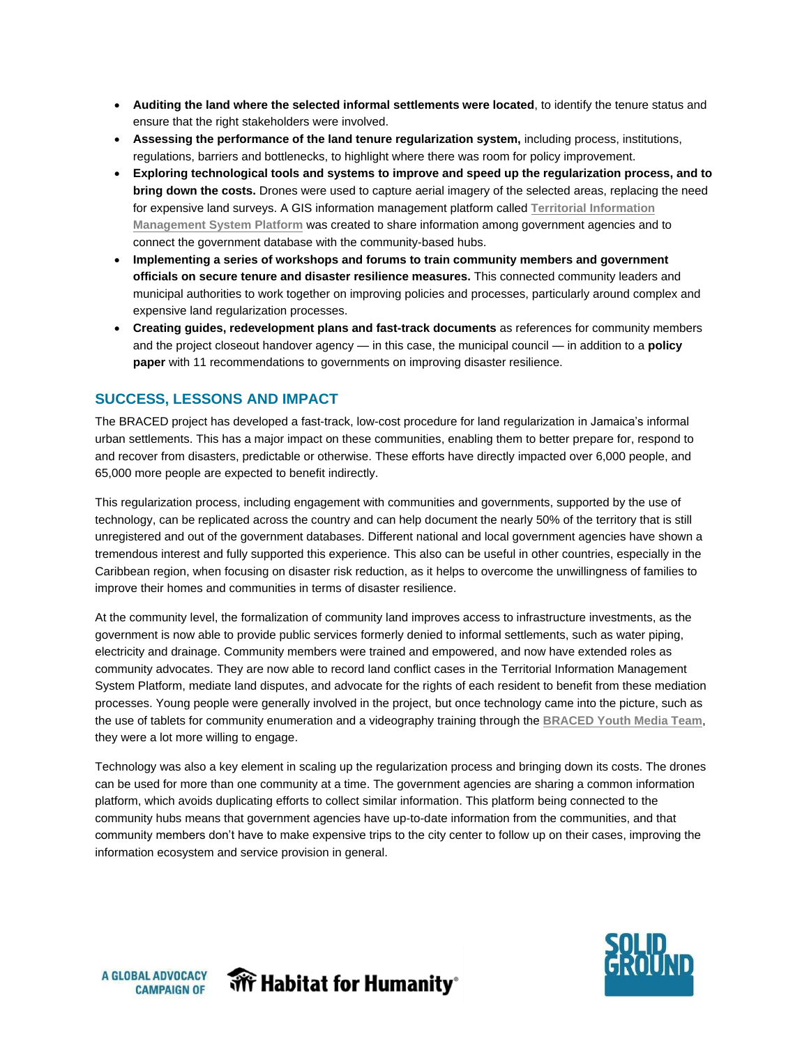- **Auditing the land where the selected informal settlements were located**, to identify the tenure status and ensure that the right stakeholders were involved.
- **Assessing the performance of the land tenure regularization system,** including process, institutions, regulations, barriers and bottlenecks, to highlight where there was room for policy improvement.
- **Exploring technological tools and systems to improve and speed up the regularization process, and to bring down the costs.** Drones were used to capture aerial imagery of the selected areas, replacing the need for expensive land surveys. A GIS information management platform called Territorial Information Management System Platform was created to share information among government agencies and to connect the government database with the community-based hubs.
- **Implementing a series of workshops and forums to train community members and government officials on secure tenure and disaster resilience measures.** This connected community leaders and municipal authorities to work together on improving policies and processes, particularly around complex and expensive land regularization processes.
- **Creating guides, redevelopment plans and fast-track documents** as references for community members and the project closeout handover agency — in this case, the municipal council — in addition to a **policy paper** with 11 recommendations to governments on improving disaster resilience.

## SUCCESS, LESSONS AND IMPACT

The BRACED project has developed a fast-track, low-cost procedure for land regularization in Jamaica's informal urban settlements. This has a major impact on these communities, enabling them to better prepare for, respond to and recover from disasters, predictable or otherwise. These efforts have directly impacted over 6,000 people, and 65,000 more people are expected to benefit indirectly.

This regularization process, including engagement with communities and governments, supported by the use of technology, can be replicated across the country and can help document the nearly 50% of the territory that is still unregistered and out of the government databases. Different national and local government agencies have shown a tremendous interest and fully supported this experience. This also can be useful in other countries, especially in the Caribbean region, when focusing on disaster risk reduction, as it helps to overcome the unwillingness of families to improve their homes and communities in terms of disaster resilience.

At the community level, the formalization of community land improves access to infrastructure investments, as the government is now able to provide public services formerly denied to informal settlements, such as water piping, electricity and drainage. Community members were trained and empowered, and now have extended roles as community advocates. They are now able to record land conflict cases in the Territorial Information Management System Platform, mediate land disputes, and advocate for the rights of each resident to benefit from these mediation processes. Young people were generally involved in the project, but once technology came into the picture, such as the use of tablets for community enumeration and a videography training through the BRACED Youth Media Team, they were a lot more willing to engage.

Technology was also a key element in scaling up the regularization process and bringing down its costs. The drones can be used for more than one community at a time. The government agencies are sharing a common information platform, which avoids duplicating efforts to collect similar information. This platform being connected to the community hubs means that government agencies have up-to-date information from the communities, and that community members don't have to make expensive trips to the city center to follow up on their cases, improving the information ecosystem and service provision in general.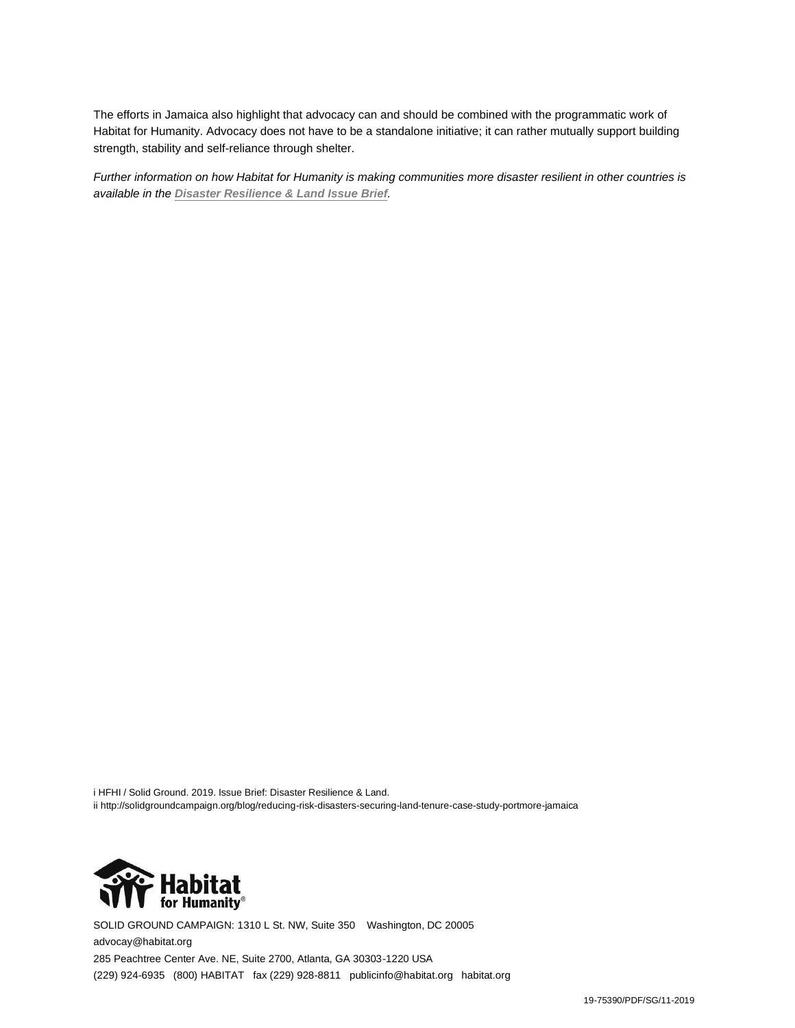The efforts in Jamaica also highlight that advocacy can and should be combined with the programmatic work of Habitat for Humanity. Advocacy does not have to be a standalone initiative; it can rather mutually support building strength, stability and self-reliance through shelter.

*Further information on how Habitat for Humanity is making communities more disaster resilient in other countries is available in the **Disaster Resilience & Land Issue Brief**.*

i HFHI / Solid Ground. 2019. Issue Brief: Disaster Resilience & Land.
ii http://solidgroundcampaign.org/blog/reducing-risk-disasters-securing-land-tenure-case-study-portmore-jamaica

Habitat for Humanity®

SOLID GROUND CAMPAIGN: 1310 L St. NW, Suite 350 Washington, DC 20005
advocay@habitat.org
285 Peachtree Center Ave. NE, Suite 2700, Atlanta, GA 30303-1220 USA
(229) 924-6935 (800) HABITAT fax (229) 928-8811 publicinfo@habitat.org habitat.org

19-75390/PDF/SG/11-2019